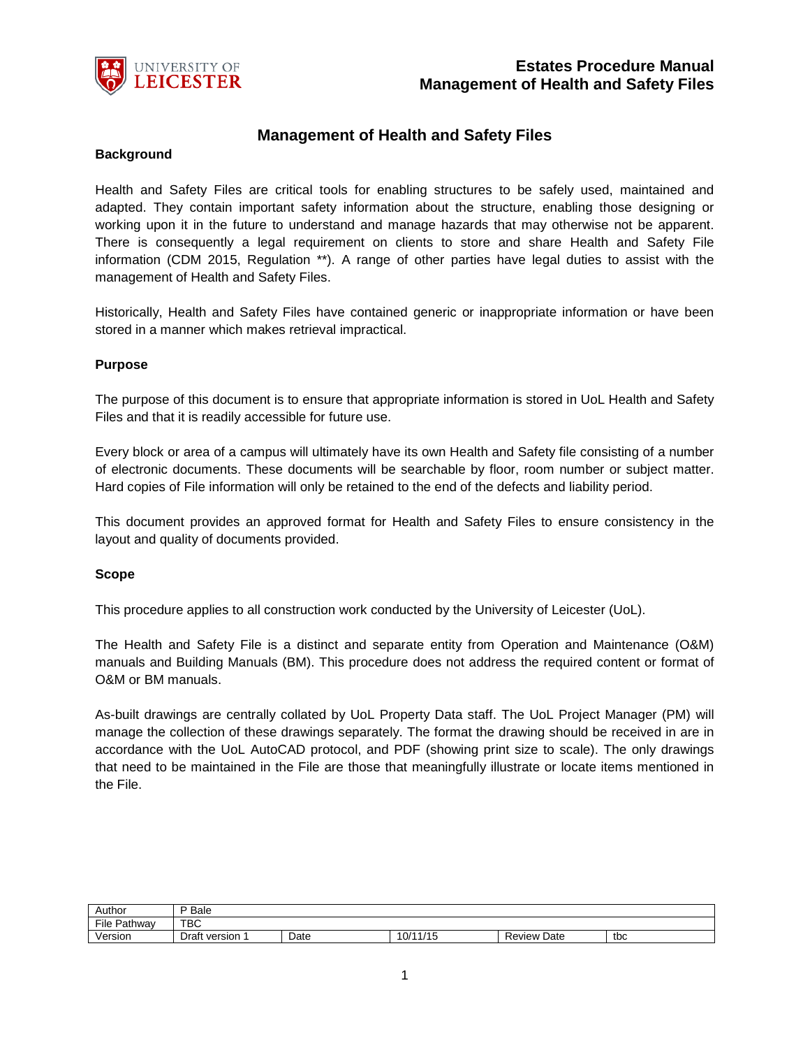# Management of Health and Safety Files

## Background

Health and Safety Files are critical tools for enabling structures to be safely used, maintained and adapted. They contain important safety information about the structure, enabling those designing or working upon it in the future to understand and manage hazards that may otherwise not be apparent. There is consequently a legal requirement on clients to store and share Health and Safety File information (CDM 2015, Regulation **). A range of other parties have legal duties to assist with the management of Health and Safety Files.

Historically, Health and Safety Files have contained generic or inappropriate information or have been stored in a manner which makes retrieval impractical.

## Purpose

The purpose of this document is to ensure that appropriate information is stored in UoL Health and Safety Files and that it is readily accessible for future use.

Every block or area of a campus will ultimately have its own Health and Safety file consisting of a number of electronic documents. These documents will be searchable by floor, room number or subject matter. Hard copies of File information will only be retained to the end of the defects and liability period.

This document provides an approved format for Health and Safety Files to ensure consistency in the layout and quality of documents provided.

## Scope

This procedure applies to all construction work conducted by the University of Leicester (UoL).

The Health and Safety File is a distinct and separate entity from Operation and Maintenance (O&M) manuals and Building Manuals (BM). This procedure does not address the required content or format of O&M or BM manuals.

As-built drawings are centrally collated by UoL Property Data staff. The UoL Project Manager (PM) will manage the collection of these drawings separately. The format the drawing should be received in are in accordance with the UoL AutoCAD protocol, and PDF (showing print size to scale). The only drawings that need to be maintained in the File are those that meaningfully illustrate or locate items mentioned in the File.

| Author | P Bale | | | | |
|---|---|---|---|---|---|
| File Pathway | TBC | | | | |
| Version | Draft version 1 | Date | 10/11/15 | Review Date | tbc |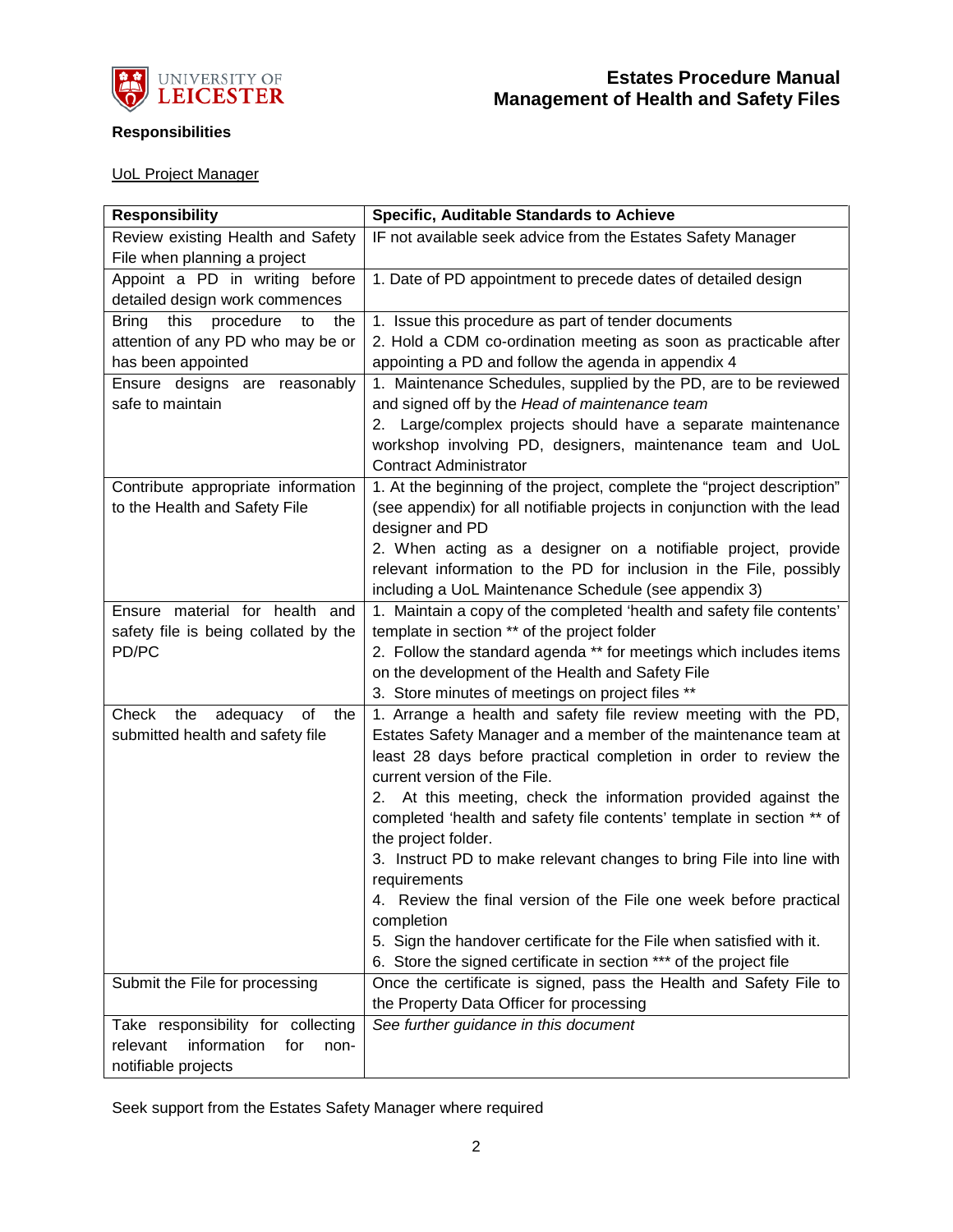**Responsibilities**

UoL Project Manager

| Responsibility | Specific, Auditable Standards to Achieve |
|---|---|
| Review existing Health and Safety File when planning a project | IF not available seek advice from the Estates Safety Manager |
| Appoint a PD in writing before detailed design work commences | 1. Date of PD appointment to precede dates of detailed design |
| Bring this procedure to the attention of any PD who may be or has been appointed | 1. Issue this procedure as part of tender documents<br>2. Hold a CDM co-ordination meeting as soon as practicable after appointing a PD and follow the agenda in appendix 4 |
| Ensure designs are reasonably safe to maintain | 1. Maintenance Schedules, supplied by the PD, are to be reviewed and signed off by the *Head of maintenance team*<br>2. Large/complex projects should have a separate maintenance workshop involving PD, designers, maintenance team and UoL Contract Administrator |
| Contribute appropriate information to the Health and Safety File | 1. At the beginning of the project, complete the "project description" (see appendix) for all notifiable projects in conjunction with the lead designer and PD<br>2. When acting as a designer on a notifiable project, provide relevant information to the PD for inclusion in the File, possibly including a UoL Maintenance Schedule (see appendix 3) |
| Ensure material for health and safety file is being collated by the PD/PC | 1. Maintain a copy of the completed 'health and safety file contents' template in section ** of the project folder<br>2. Follow the standard agenda ** for meetings which includes items on the development of the Health and Safety File<br>3. Store minutes of meetings on project files ** |
| Check the adequacy of the submitted health and safety file | 1. Arrange a health and safety file review meeting with the PD, Estates Safety Manager and a member of the maintenance team at least 28 days before practical completion in order to review the current version of the File.<br>2. At this meeting, check the information provided against the completed 'health and safety file contents' template in section ** of the project folder.<br>3. Instruct PD to make relevant changes to bring File into line with requirements<br>4. Review the final version of the File one week before practical completion<br>5. Sign the handover certificate for the File when satisfied with it.<br>6. Store the signed certificate in section *** of the project file |
| Submit the File for processing | Once the certificate is signed, pass the Health and Safety File to the Property Data Officer for processing |
| Take responsibility for collecting relevant information for non-notifiable projects | *See further guidance in this document* |

Seek support from the Estates Safety Manager where required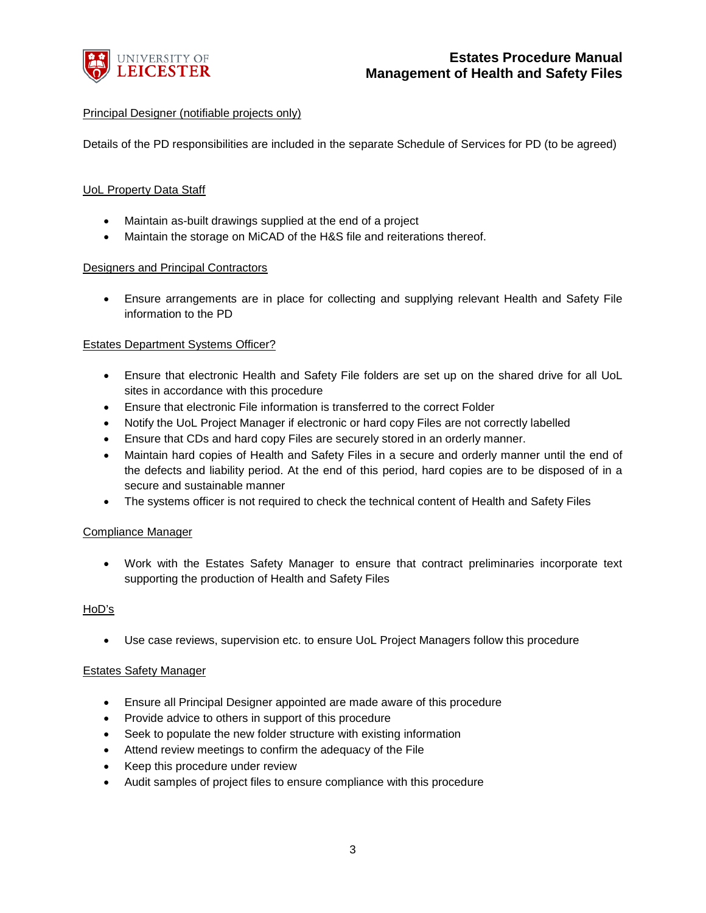Principal Designer (notifiable projects only)

Details of the PD responsibilities are included in the separate Schedule of Services for PD (to be agreed)

UoL Property Data Staff

- Maintain as-built drawings supplied at the end of a project
- Maintain the storage on MiCAD of the H&S file and reiterations thereof.

Designers and Principal Contractors

- Ensure arrangements are in place for collecting and supplying relevant Health and Safety File information to the PD

Estates Department Systems Officer?

- Ensure that electronic Health and Safety File folders are set up on the shared drive for all UoL sites in accordance with this procedure
- Ensure that electronic File information is transferred to the correct Folder
- Notify the UoL Project Manager if electronic or hard copy Files are not correctly labelled
- Ensure that CDs and hard copy Files are securely stored in an orderly manner.
- Maintain hard copies of Health and Safety Files in a secure and orderly manner until the end of the defects and liability period. At the end of this period, hard copies are to be disposed of in a secure and sustainable manner
- The systems officer is not required to check the technical content of Health and Safety Files

Compliance Manager

- Work with the Estates Safety Manager to ensure that contract preliminaries incorporate text supporting the production of Health and Safety Files

HoD's

- Use case reviews, supervision etc. to ensure UoL Project Managers follow this procedure

Estates Safety Manager

- Ensure all Principal Designer appointed are made aware of this procedure
- Provide advice to others in support of this procedure
- Seek to populate the new folder structure with existing information
- Attend review meetings to confirm the adequacy of the File
- Keep this procedure under review
- Audit samples of project files to ensure compliance with this procedure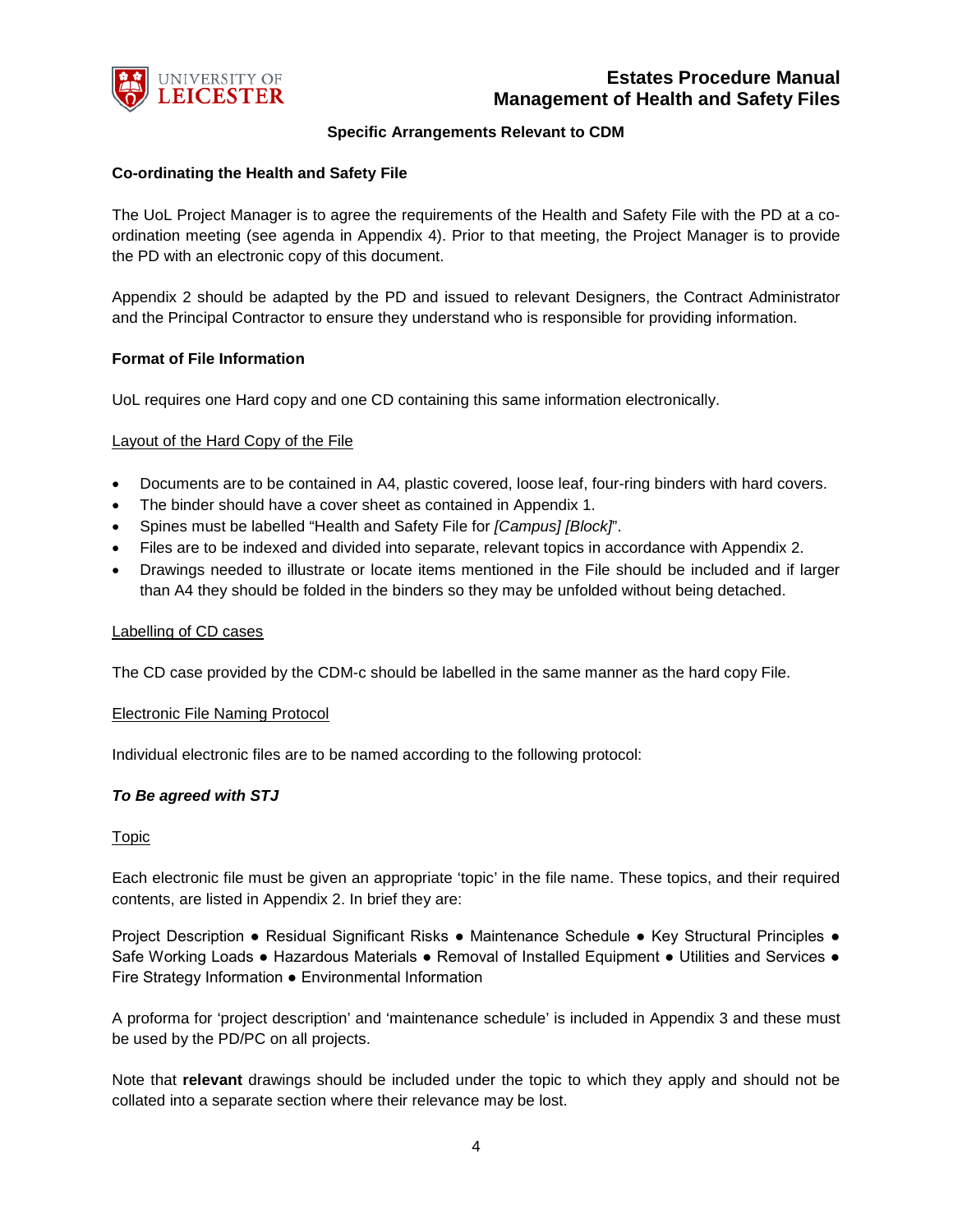### Specific Arrangements Relevant to CDM

**Co-ordinating the Health and Safety File**

The UoL Project Manager is to agree the requirements of the Health and Safety File with the PD at a co-ordination meeting (see agenda in Appendix 4). Prior to that meeting, the Project Manager is to provide the PD with an electronic copy of this document.

Appendix 2 should be adapted by the PD and issued to relevant Designers, the Contract Administrator and the Principal Contractor to ensure they understand who is responsible for providing information.

**Format of File Information**

UoL requires one Hard copy and one CD containing this same information electronically.

<u>Layout of the Hard Copy of the File</u>

- Documents are to be contained in A4, plastic covered, loose leaf, four-ring binders with hard covers.
- The binder should have a cover sheet as contained in Appendix 1.
- Spines must be labelled "Health and Safety File for *[Campus] [Block]*".
- Files are to be indexed and divided into separate, relevant topics in accordance with Appendix 2.
- Drawings needed to illustrate or locate items mentioned in the File should be included and if larger than A4 they should be folded in the binders so they may be unfolded without being detached.

<u>Labelling of CD cases</u>

The CD case provided by the CDM-c should be labelled in the same manner as the hard copy File.

<u>Electronic File Naming Protocol</u>

Individual electronic files are to be named according to the following protocol:

***To Be agreed with STJ***

<u>Topic</u>

Each electronic file must be given an appropriate 'topic' in the file name. These topics, and their required contents, are listed in Appendix 2. In brief they are:

Project Description ● Residual Significant Risks ● Maintenance Schedule ● Key Structural Principles ● Safe Working Loads ● Hazardous Materials ● Removal of Installed Equipment ● Utilities and Services ● Fire Strategy Information ● Environmental Information

A proforma for 'project description' and 'maintenance schedule' is included in Appendix 3 and these must be used by the PD/PC on all projects.

Note that **relevant** drawings should be included under the topic to which they apply and should not be collated into a separate section where their relevance may be lost.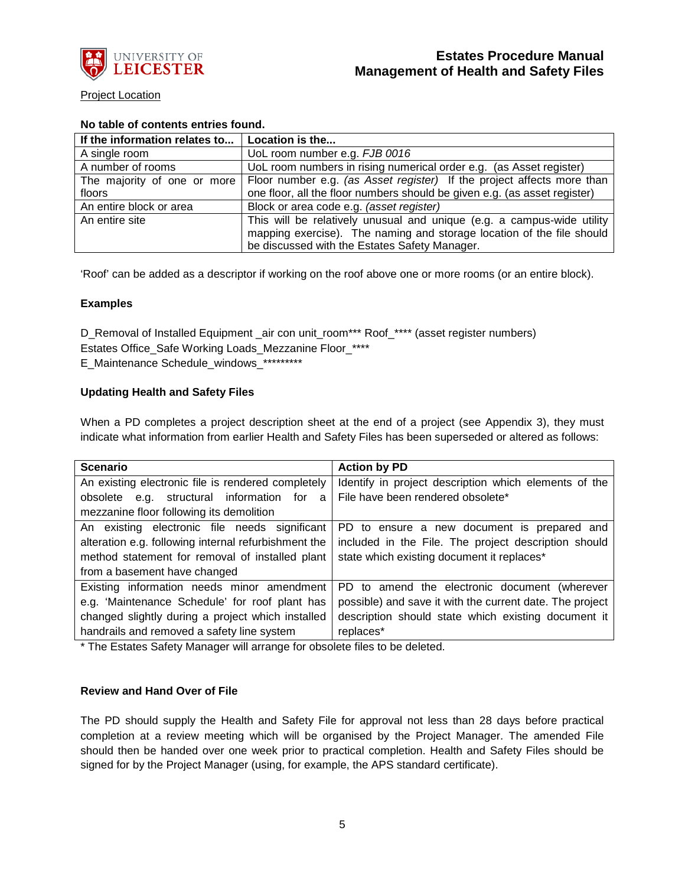Project Location

**No table of contents entries found.**

| If the information relates to... | Location is the... |
|---|---|
| A single room | UoL room number e.g. *FJB 0016* |
| A number of rooms | UoL room numbers in rising numerical order e.g. (as Asset register) |
| The majority of one or more floors | Floor number e.g. *(as Asset register)* If the project affects more than one floor, all the floor numbers should be given e.g. (as asset register) |
| An entire block or area | Block or area code e.g. *(asset register)* |
| An entire site | This will be relatively unusual and unique (e.g. a campus-wide utility mapping exercise). The naming and storage location of the file should be discussed with the Estates Safety Manager. |

'Roof' can be added as a descriptor if working on the roof above one or more rooms (or an entire block).

**Examples**

D_Removal of Installed Equipment _air con unit_room*** Roof_**** (asset register numbers)
Estates Office_Safe Working Loads_Mezzanine Floor_****
E_Maintenance Schedule_windows_*********

**Updating Health and Safety Files**

When a PD completes a project description sheet at the end of a project (see Appendix 3), they must indicate what information from earlier Health and Safety Files has been superseded or altered as follows:

| Scenario | Action by PD |
|---|---|
| An existing electronic file is rendered completely obsolete e.g. structural information for a mezzanine floor following its demolition | Identify in project description which elements of the File have been rendered obsolete* |
| An existing electronic file needs significant alteration e.g. following internal refurbishment the method statement for removal of installed plant from a basement have changed | PD to ensure a new document is prepared and included in the File. The project description should state which existing document it replaces* |
| Existing information needs minor amendment e.g. 'Maintenance Schedule' for roof plant has changed slightly during a project which installed handrails and removed a safety line system | PD to amend the electronic document (wherever possible) and save it with the current date. The project description should state which existing document it replaces* |

* The Estates Safety Manager will arrange for obsolete files to be deleted.

**Review and Hand Over of File**

The PD should supply the Health and Safety File for approval not less than 28 days before practical completion at a review meeting which will be organised by the Project Manager. The amended File should then be handed over one week prior to practical completion. Health and Safety Files should be signed for by the Project Manager (using, for example, the APS standard certificate).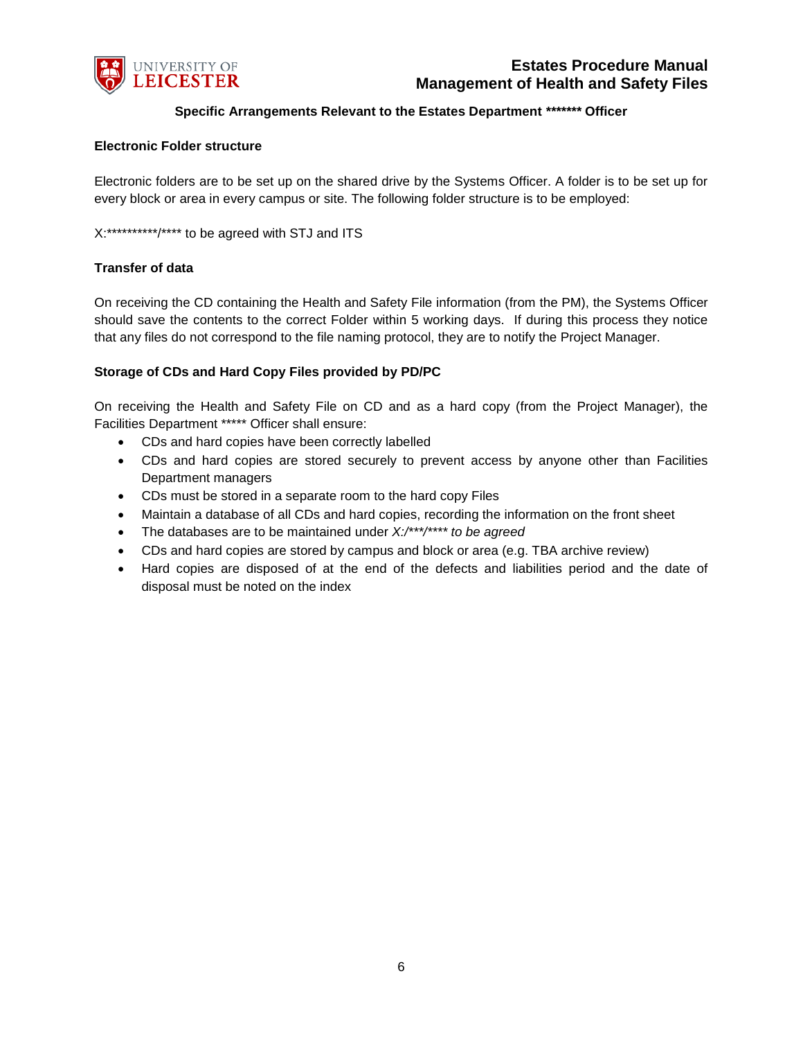**Specific Arrangements Relevant to the Estates Department ******* Officer**

**Electronic Folder structure**

Electronic folders are to be set up on the shared drive by the Systems Officer. A folder is to be set up for every block or area in every campus or site. The following folder structure is to be employed:

X:**********/**** to be agreed with STJ and ITS

**Transfer of data**

On receiving the CD containing the Health and Safety File information (from the PM), the Systems Officer should save the contents to the correct Folder within 5 working days. If during this process they notice that any files do not correspond to the file naming protocol, they are to notify the Project Manager.

**Storage of CDs and Hard Copy Files provided by PD/PC**

On receiving the Health and Safety File on CD and as a hard copy (from the Project Manager), the Facilities Department ***** Officer shall ensure:

- CDs and hard copies have been correctly labelled
- CDs and hard copies are stored securely to prevent access by anyone other than Facilities Department managers
- CDs must be stored in a separate room to the hard copy Files
- Maintain a database of all CDs and hard copies, recording the information on the front sheet
- The databases are to be maintained under *X:/***/**** to be agreed*
- CDs and hard copies are stored by campus and block or area (e.g. TBA archive review)
- Hard copies are disposed of at the end of the defects and liabilities period and the date of disposal must be noted on the index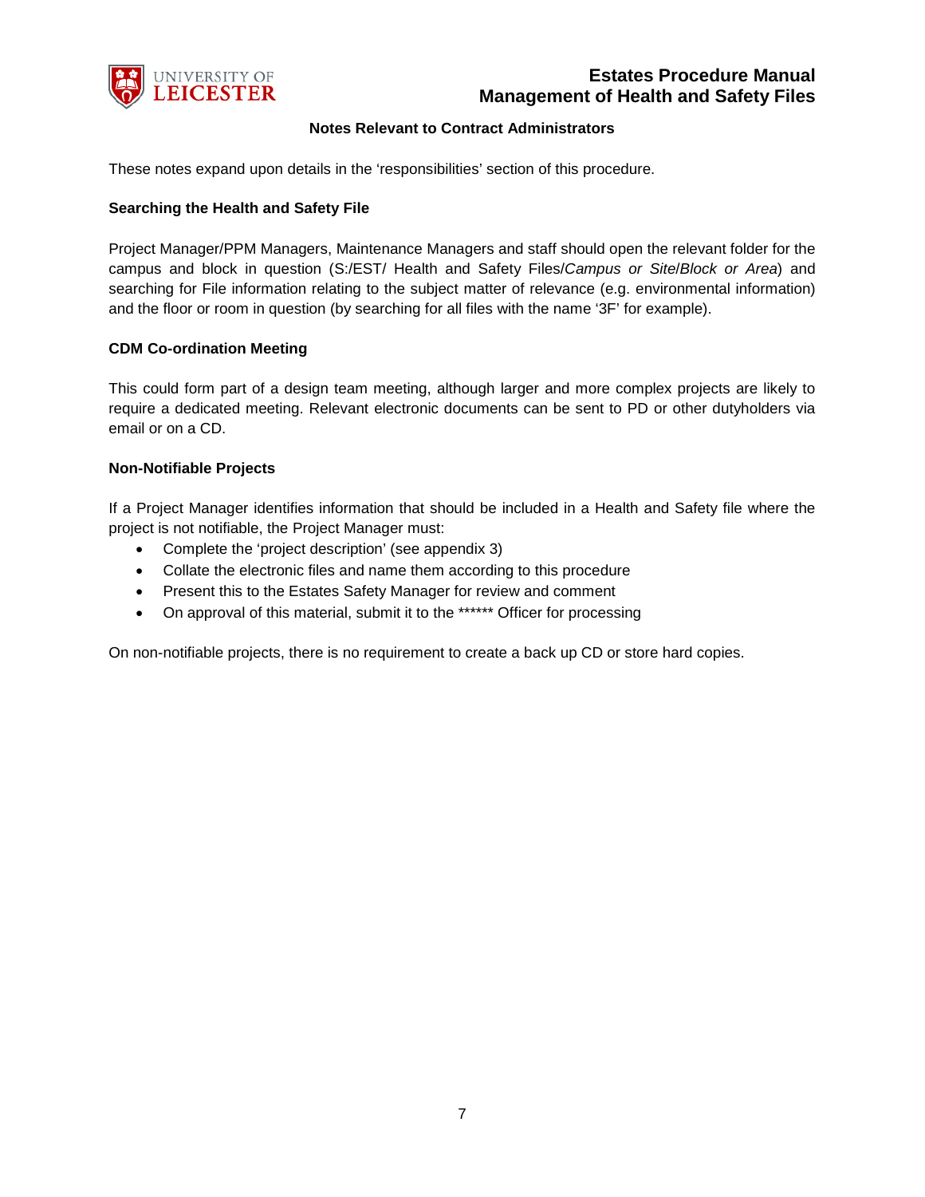## Notes Relevant to Contract Administrators

These notes expand upon details in the 'responsibilities' section of this procedure.

### Searching the Health and Safety File

Project Manager/PPM Managers, Maintenance Managers and staff should open the relevant folder for the campus and block in question (S:/EST/ Health and Safety Files/*Campus or Site*/*Block or Area*) and searching for File information relating to the subject matter of relevance (e.g. environmental information) and the floor or room in question (by searching for all files with the name '3F' for example).

### CDM Co-ordination Meeting

This could form part of a design team meeting, although larger and more complex projects are likely to require a dedicated meeting. Relevant electronic documents can be sent to PD or other dutyholders via email or on a CD.

### Non-Notifiable Projects

If a Project Manager identifies information that should be included in a Health and Safety file where the project is not notifiable, the Project Manager must:

- Complete the 'project description' (see appendix 3)
- Collate the electronic files and name them according to this procedure
- Present this to the Estates Safety Manager for review and comment
- On approval of this material, submit it to the ****** Officer for processing

On non-notifiable projects, there is no requirement to create a back up CD or store hard copies.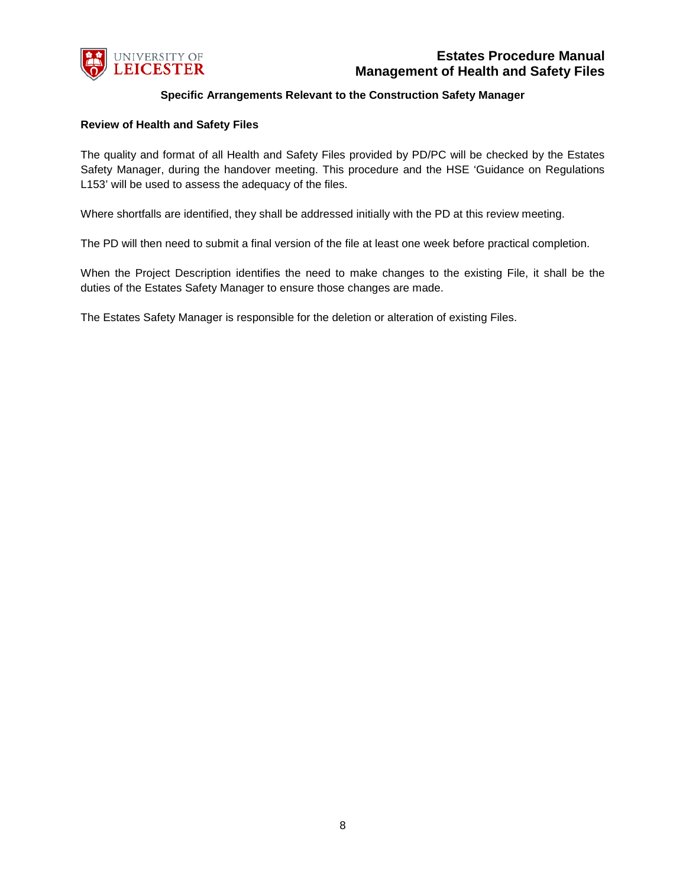### Specific Arrangements Relevant to the Construction Safety Manager

**Review of Health and Safety Files**

The quality and format of all Health and Safety Files provided by PD/PC will be checked by the Estates Safety Manager, during the handover meeting. This procedure and the HSE 'Guidance on Regulations L153' will be used to assess the adequacy of the files.

Where shortfalls are identified, they shall be addressed initially with the PD at this review meeting.

The PD will then need to submit a final version of the file at least one week before practical completion.

When the Project Description identifies the need to make changes to the existing File, it shall be the duties of the Estates Safety Manager to ensure those changes are made.

The Estates Safety Manager is responsible for the deletion or alteration of existing Files.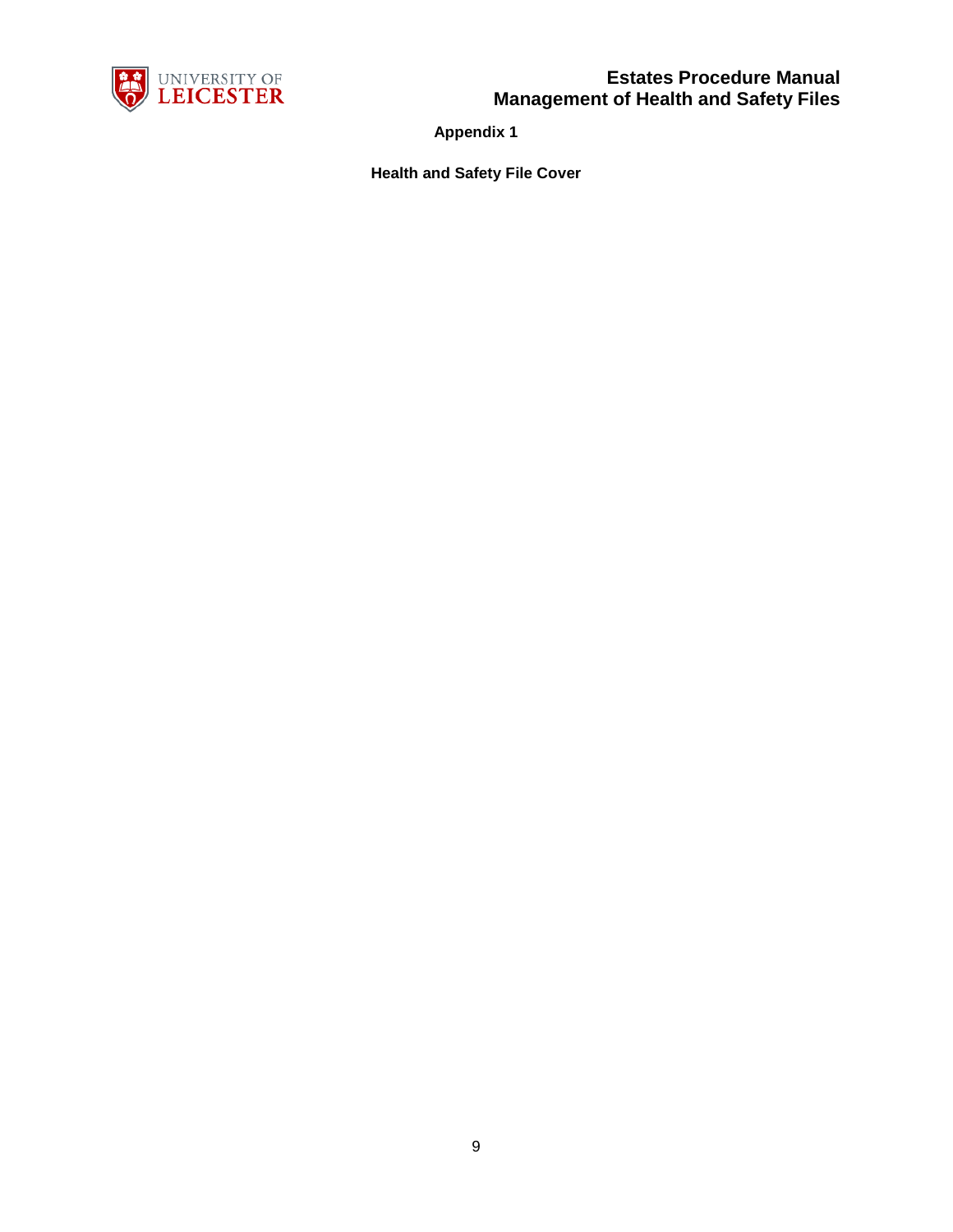## Appendix 1

### Health and Safety File Cover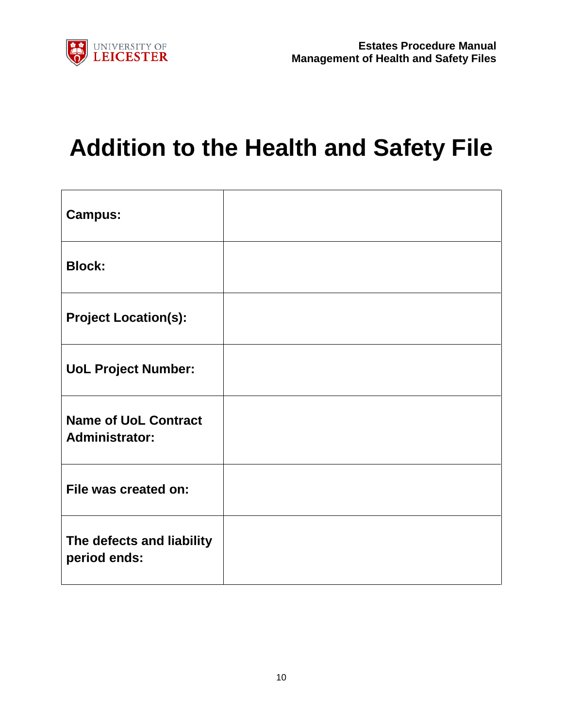# Addition to the Health and Safety File

| | |
|---|---|
| **Campus:** | |
| **Block:** | |
| **Project Location(s):** | |
| **UoL Project Number:** | |
| **Name of UoL Contract Administrator:** | |
| **File was created on:** | |
| **The defects and liability period ends:** | |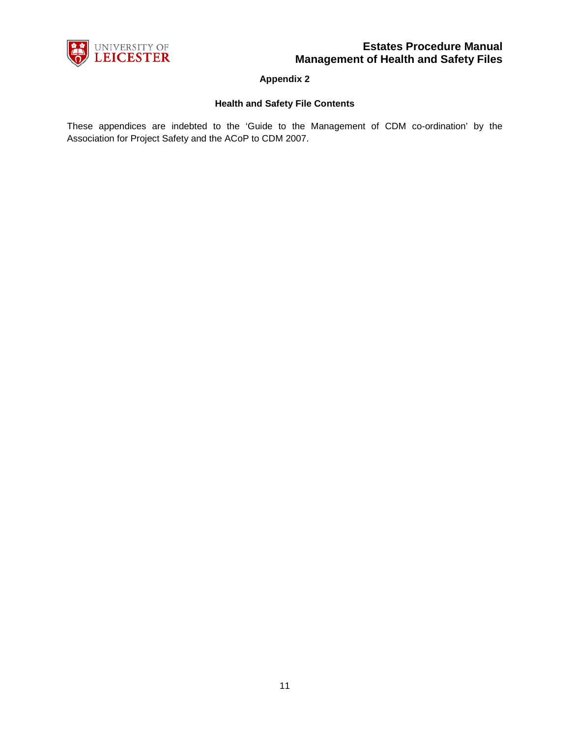## Appendix 2

### Health and Safety File Contents

These appendices are indebted to the 'Guide to the Management of CDM co-ordination' by the Association for Project Safety and the ACoP to CDM 2007.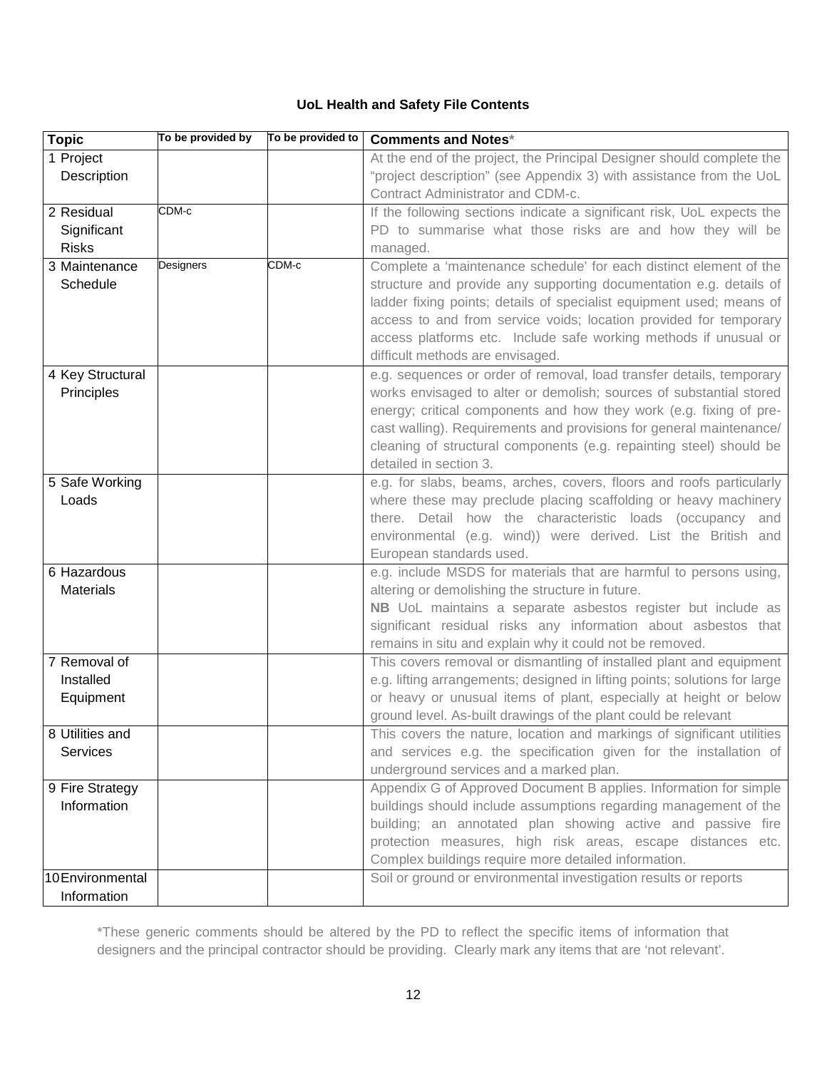### UoL Health and Safety File Contents

| Topic | To be provided by | To be provided to | Comments and Notes* |
|---|---|---|---|
| 1 Project Description | | | At the end of the project, the Principal Designer should complete the "project description" (see Appendix 3) with assistance from the UoL Contract Administrator and CDM-c. |
| 2 Residual Significant Risks | CDM-c | | If the following sections indicate a significant risk, UoL expects the PD to summarise what those risks are and how they will be managed. |
| 3 Maintenance Schedule | Designers | CDM-c | Complete a 'maintenance schedule' for each distinct element of the structure and provide any supporting documentation e.g. details of ladder fixing points; details of specialist equipment used; means of access to and from service voids; location provided for temporary access platforms etc. Include safe working methods if unusual or difficult methods are envisaged. |
| 4 Key Structural Principles | | | e.g. sequences or order of removal, load transfer details, temporary works envisaged to alter or demolish; sources of substantial stored energy; critical components and how they work (e.g. fixing of pre-cast walling). Requirements and provisions for general maintenance/ cleaning of structural components (e.g. repainting steel) should be detailed in section 3. |
| 5 Safe Working Loads | | | e.g. for slabs, beams, arches, covers, floors and roofs particularly where these may preclude placing scaffolding or heavy machinery there. Detail how the characteristic loads (occupancy and environmental (e.g. wind)) were derived. List the British and European standards used. |
| 6 Hazardous Materials | | | e.g. include MSDS for materials that are harmful to persons using, altering or demolishing the structure in future. **NB** UoL maintains a separate asbestos register but include as significant residual risks any information about asbestos that remains in situ and explain why it could not be removed. |
| 7 Removal of Installed Equipment | | | This covers removal or dismantling of installed plant and equipment e.g. lifting arrangements; designed in lifting points; solutions for large or heavy or unusual items of plant, especially at height or below ground level. As-built drawings of the plant could be relevant |
| 8 Utilities and Services | | | This covers the nature, location and markings of significant utilities and services e.g. the specification given for the installation of underground services and a marked plan. |
| 9 Fire Strategy Information | | | Appendix G of Approved Document B applies. Information for simple buildings should include assumptions regarding management of the building; an annotated plan showing active and passive fire protection measures, high risk areas, escape distances etc. Complex buildings require more detailed information. |
| 10 Environmental Information | | | Soil or ground or environmental investigation results or reports |

*These generic comments should be altered by the PD to reflect the specific items of information that designers and the principal contractor should be providing. Clearly mark any items that are 'not relevant'.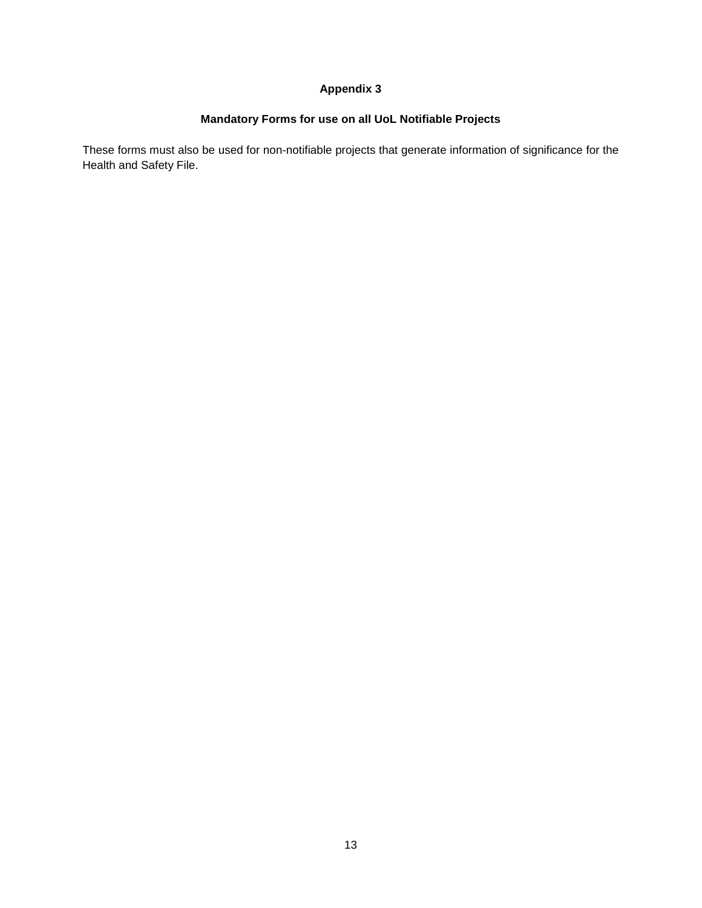## Appendix 3

### Mandatory Forms for use on all UoL Notifiable Projects

These forms must also be used for non-notifiable projects that generate information of significance for the Health and Safety File.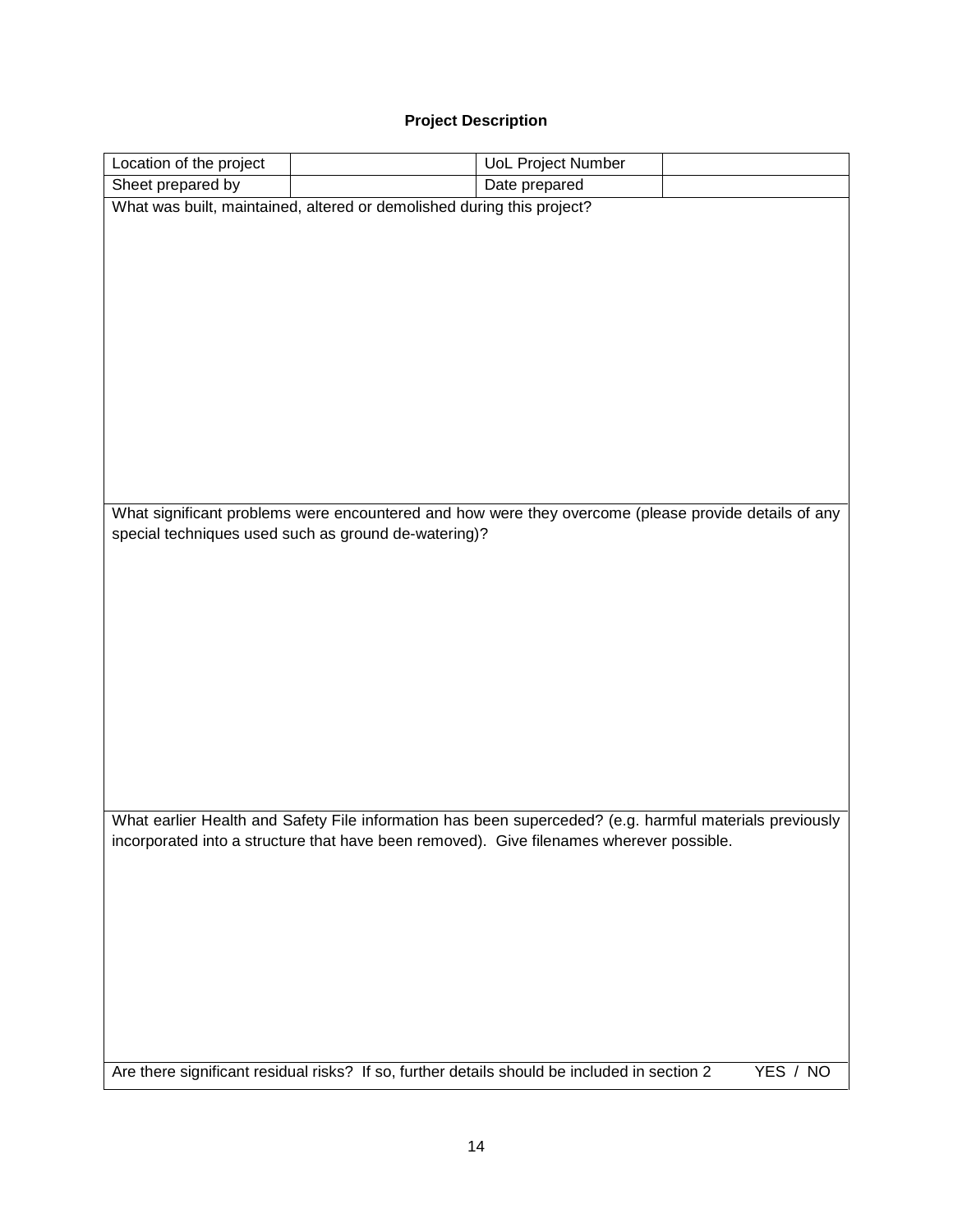**Project Description**

| Location of the project | | UoL Project Number | |
|---|---|---|---|
| Sheet prepared by | | Date prepared | |
| What was built, maintained, altered or demolished during this project? | | | |
| What significant problems were encountered and how were they overcome (please provide details of any special techniques used such as ground de-watering)? | | | |
| What earlier Health and Safety File information has been superceded? (e.g. harmful materials previously incorporated into a structure that have been removed). Give filenames wherever possible. | | | |
| Are there significant residual risks? If so, further details should be included in section 2 YES / NO | | | |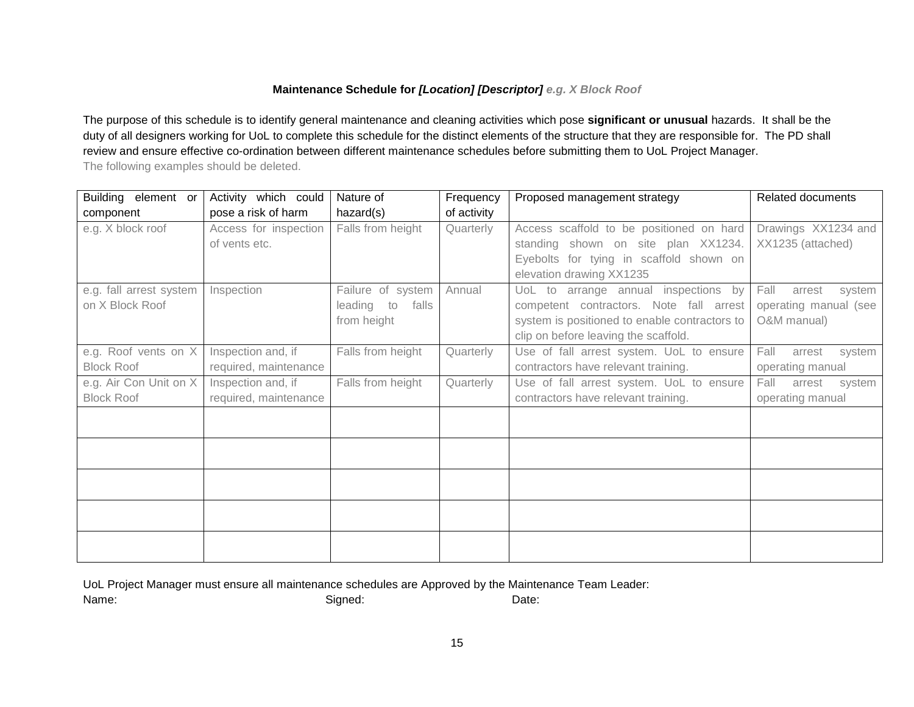**Maintenance Schedule for *[Location] [Descriptor]* *e.g. X Block Roof***

The purpose of this schedule is to identify general maintenance and cleaning activities which pose **significant or unusual** hazards. It shall be the duty of all designers working for UoL to complete this schedule for the distinct elements of the structure that they are responsible for. The PD shall review and ensure effective co-ordination between different maintenance schedules before submitting them to UoL Project Manager.

The following examples should be deleted.

| Building element or component | Activity which could pose a risk of harm | Nature of hazard(s) | Frequency of activity | Proposed management strategy | Related documents |
|---|---|---|---|---|---|
| e.g. X block roof | Access for inspection of vents etc. | Falls from height | Quarterly | Access scaffold to be positioned on hard standing shown on site plan XX1234. Eyebolts for tying in scaffold shown on elevation drawing XX1235 | Drawings XX1234 and XX1235 (attached) |
| e.g. fall arrest system on X Block Roof | Inspection | Failure of system leading to falls from height | Annual | UoL to arrange annual inspections by competent contractors. Note fall arrest system is positioned to enable contractors to clip on before leaving the scaffold. | Fall arrest system operating manual (see O&M manual) |
| e.g. Roof vents on X Block Roof | Inspection and, if required, maintenance | Falls from height | Quarterly | Use of fall arrest system. UoL to ensure contractors have relevant training. | Fall arrest system operating manual |
| e.g. Air Con Unit on X Block Roof | Inspection and, if required, maintenance | Falls from height | Quarterly | Use of fall arrest system. UoL to ensure contractors have relevant training. | Fall arrest system operating manual |
| | | | | | |
| | | | | | |
| | | | | | |
| | | | | | |
| | | | | | |

UoL Project Manager must ensure all maintenance schedules are Approved by the Maintenance Team Leader:

Name: Signed: Date: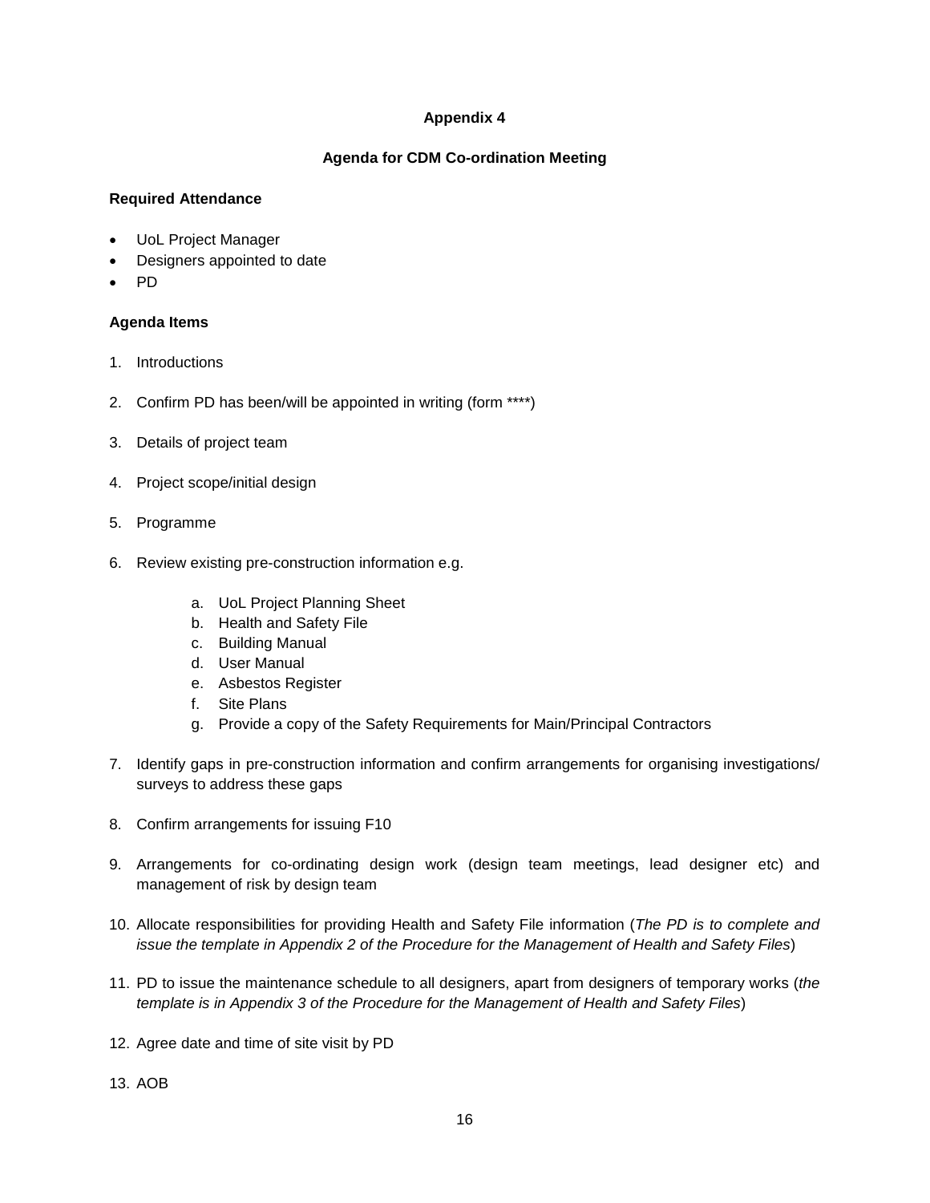## Appendix 4

### Agenda for CDM Co-ordination Meeting

**Required Attendance**

- UoL Project Manager
- Designers appointed to date
- PD

**Agenda Items**

1. Introductions

2. Confirm PD has been/will be appointed in writing (form ****)

3. Details of project team

4. Project scope/initial design

5. Programme

6. Review existing pre-construction information e.g.

    a. UoL Project Planning Sheet
    b. Health and Safety File
    c. Building Manual
    d. User Manual
    e. Asbestos Register
    f. Site Plans
    g. Provide a copy of the Safety Requirements for Main/Principal Contractors

7. Identify gaps in pre-construction information and confirm arrangements for organising investigations/ surveys to address these gaps

8. Confirm arrangements for issuing F10

9. Arrangements for co-ordinating design work (design team meetings, lead designer etc) and management of risk by design team

10. Allocate responsibilities for providing Health and Safety File information (*The PD is to complete and issue the template in Appendix 2 of the Procedure for the Management of Health and Safety Files*)

11. PD to issue the maintenance schedule to all designers, apart from designers of temporary works (*the template is in Appendix 3 of the Procedure for the Management of Health and Safety Files*)

12. Agree date and time of site visit by PD

13. AOB